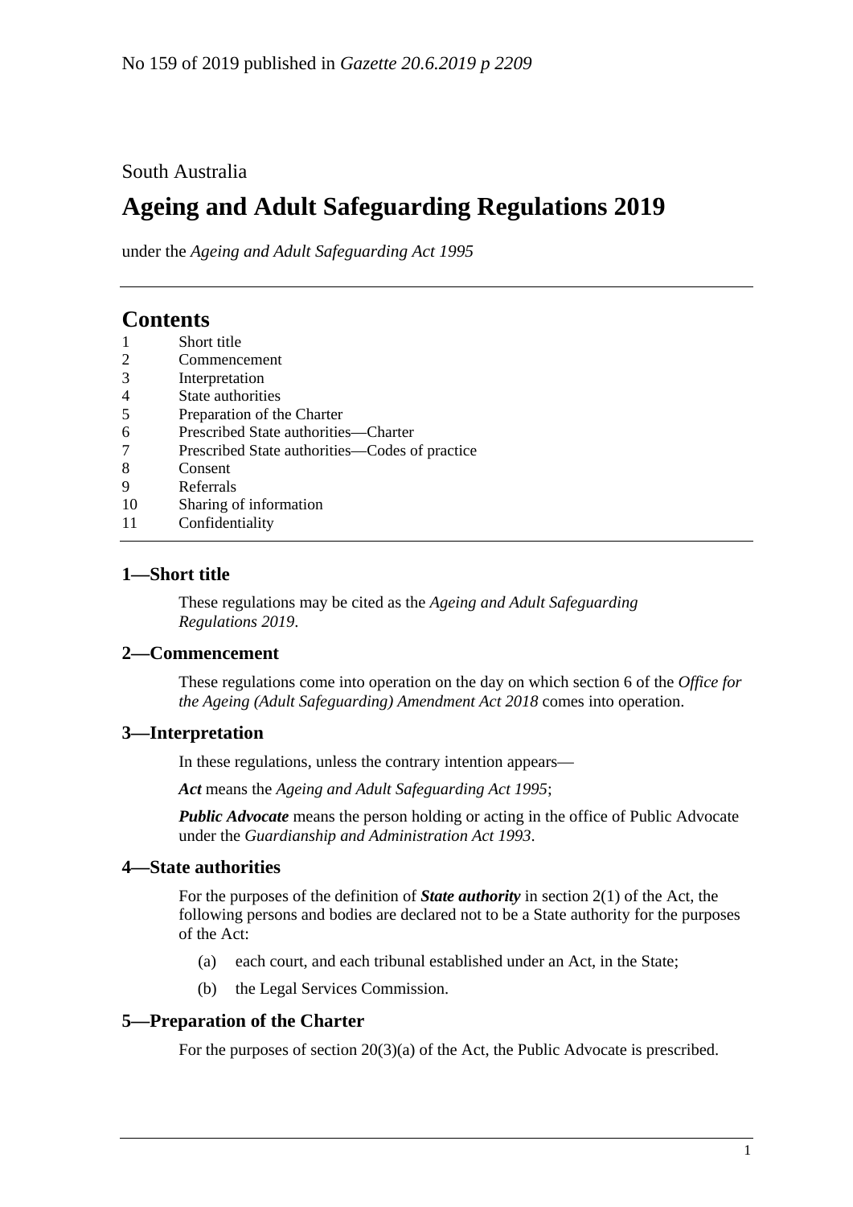No 159 of 2019 published in *Gazette 20.6.2019 p 2209*

South Australia

# Ageing and Adult Safeguarding Regulations 2019

under the *Ageing and Adult Safeguarding Act 1995*

## Contents

1 Short title
2 Commencement
3 Interpretation
4 State authorities
5 Preparation of the Charter
6 Prescribed State authorities—Charter
7 Prescribed State authorities—Codes of practice
8 Consent
9 Referrals
10 Sharing of information
11 Confidentiality

### 1—Short title

These regulations may be cited as the *Ageing and Adult Safeguarding Regulations 2019*.

### 2—Commencement

These regulations come into operation on the day on which section 6 of the *Office for the Ageing (Adult Safeguarding) Amendment Act 2018* comes into operation.

### 3—Interpretation

In these regulations, unless the contrary intention appears—

***Act*** means the *Ageing and Adult Safeguarding Act 1995*;

***Public Advocate*** means the person holding or acting in the office of Public Advocate under the *Guardianship and Administration Act 1993*.

### 4—State authorities

For the purposes of the definition of ***State authority*** in section 2(1) of the Act, the following persons and bodies are declared not to be a State authority for the purposes of the Act:

(a) each court, and each tribunal established under an Act, in the State;

(b) the Legal Services Commission.

### 5—Preparation of the Charter

For the purposes of section 20(3)(a) of the Act, the Public Advocate is prescribed.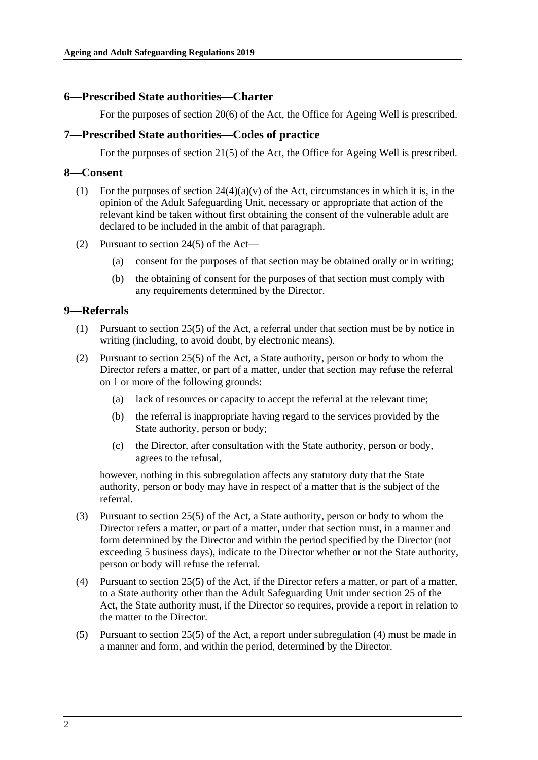## 6—Prescribed State authorities—Charter

For the purposes of section 20(6) of the Act, the Office for Ageing Well is prescribed.

## 7—Prescribed State authorities—Codes of practice

For the purposes of section 21(5) of the Act, the Office for Ageing Well is prescribed.

## 8—Consent

(1) For the purposes of section 24(4)(a)(v) of the Act, circumstances in which it is, in the opinion of the Adult Safeguarding Unit, necessary or appropriate that action of the relevant kind be taken without first obtaining the consent of the vulnerable adult are declared to be included in the ambit of that paragraph.

(2) Pursuant to section 24(5) of the Act—

- (a) consent for the purposes of that section may be obtained orally or in writing;
- (b) the obtaining of consent for the purposes of that section must comply with any requirements determined by the Director.

## 9—Referrals

(1) Pursuant to section 25(5) of the Act, a referral under that section must be by notice in writing (including, to avoid doubt, by electronic means).

(2) Pursuant to section 25(5) of the Act, a State authority, person or body to whom the Director refers a matter, or part of a matter, under that section may refuse the referral on 1 or more of the following grounds:

- (a) lack of resources or capacity to accept the referral at the relevant time;
- (b) the referral is inappropriate having regard to the services provided by the State authority, person or body;
- (c) the Director, after consultation with the State authority, person or body, agrees to the refusal,

however, nothing in this subregulation affects any statutory duty that the State authority, person or body may have in respect of a matter that is the subject of the referral.

(3) Pursuant to section 25(5) of the Act, a State authority, person or body to whom the Director refers a matter, or part of a matter, under that section must, in a manner and form determined by the Director and within the period specified by the Director (not exceeding 5 business days), indicate to the Director whether or not the State authority, person or body will refuse the referral.

(4) Pursuant to section 25(5) of the Act, if the Director refers a matter, or part of a matter, to a State authority other than the Adult Safeguarding Unit under section 25 of the Act, the State authority must, if the Director so requires, provide a report in relation to the matter to the Director.

(5) Pursuant to section 25(5) of the Act, a report under subregulation (4) must be made in a manner and form, and within the period, determined by the Director.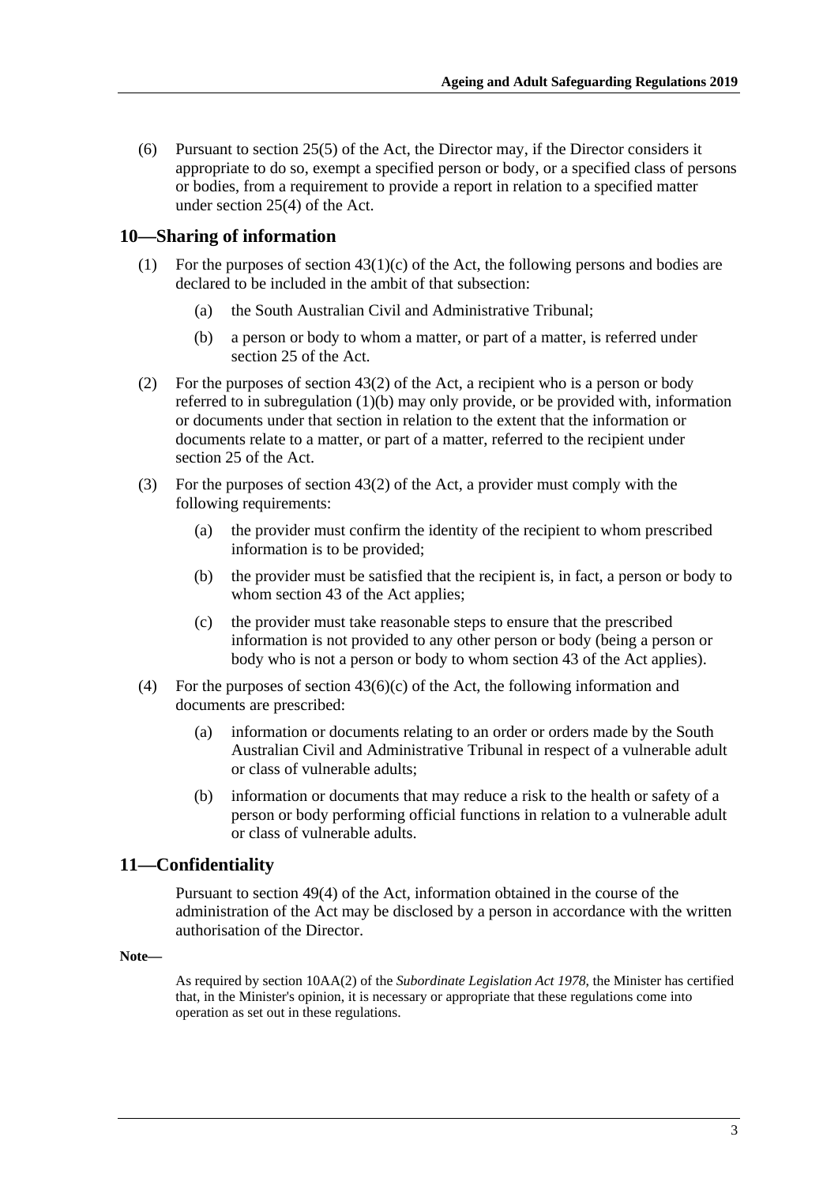(6) Pursuant to section 25(5) of the Act, the Director may, if the Director considers it appropriate to do so, exempt a specified person or body, or a specified class of persons or bodies, from a requirement to provide a report in relation to a specified matter under section 25(4) of the Act.

## 10—Sharing of information

(1) For the purposes of section 43(1)(c) of the Act, the following persons and bodies are declared to be included in the ambit of that subsection:

(a) the South Australian Civil and Administrative Tribunal;

(b) a person or body to whom a matter, or part of a matter, is referred under section 25 of the Act.

(2) For the purposes of section 43(2) of the Act, a recipient who is a person or body referred to in subregulation (1)(b) may only provide, or be provided with, information or documents under that section in relation to the extent that the information or documents relate to a matter, or part of a matter, referred to the recipient under section 25 of the Act.

(3) For the purposes of section 43(2) of the Act, a provider must comply with the following requirements:

(a) the provider must confirm the identity of the recipient to whom prescribed information is to be provided;

(b) the provider must be satisfied that the recipient is, in fact, a person or body to whom section 43 of the Act applies;

(c) the provider must take reasonable steps to ensure that the prescribed information is not provided to any other person or body (being a person or body who is not a person or body to whom section 43 of the Act applies).

(4) For the purposes of section 43(6)(c) of the Act, the following information and documents are prescribed:

(a) information or documents relating to an order or orders made by the South Australian Civil and Administrative Tribunal in respect of a vulnerable adult or class of vulnerable adults;

(b) information or documents that may reduce a risk to the health or safety of a person or body performing official functions in relation to a vulnerable adult or class of vulnerable adults.

## 11—Confidentiality

Pursuant to section 49(4) of the Act, information obtained in the course of the administration of the Act may be disclosed by a person in accordance with the written authorisation of the Director.

**Note—**

As required by section 10AA(2) of the *Subordinate Legislation Act 1978*, the Minister has certified that, in the Minister's opinion, it is necessary or appropriate that these regulations come into operation as set out in these regulations.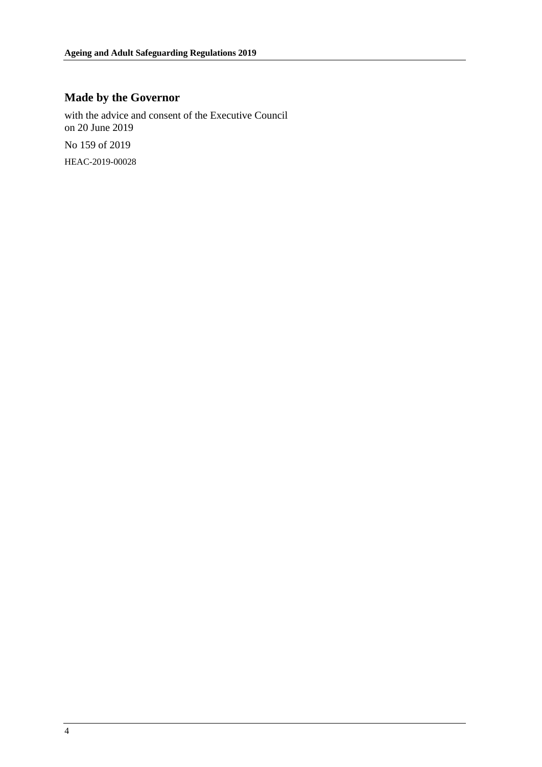## Made by the Governor

with the advice and consent of the Executive Council
on 20 June 2019

No 159 of 2019

HEAC-2019-00028